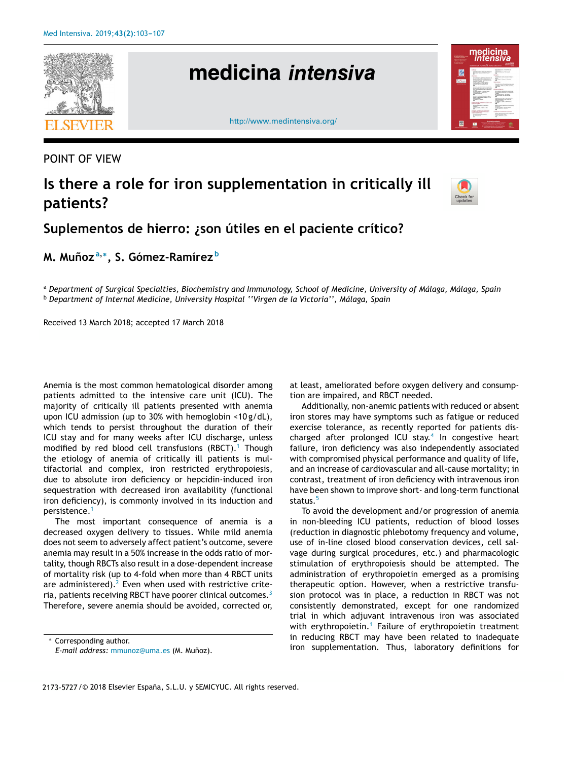POINT OF VIEW

# Is there a role for iron supplementation in critically ill patients?

## Suplementos de hierro: ¿son útiles en el paciente crítico?

**M. Muñoz**[a,*], **S. Gómez-Ramírez**[b]

[a] *Department of Surgical Specialties, Biochemistry and Immunology, School of Medicine, University of Málaga, Málaga, Spain*
[b] *Department of Internal Medicine, University Hospital ''Virgen de la Victoria'', Málaga, Spain*

Received 13 March 2018; accepted 17 March 2018

Anemia is the most common hematological disorder among patients admitted to the intensive care unit (ICU). The majority of critically ill patients presented with anemia upon ICU admission (up to 30% with hemoglobin <10 g/dL), which tends to persist throughout the duration of their ICU stay and for many weeks after ICU discharge, unless modified by red blood cell transfusions (RBCT).[1] Though the etiology of anemia of critically ill patients is multifactorial and complex, iron restricted erythropoiesis, due to absolute iron deficiency or hepcidin-induced iron sequestration with decreased iron availability (functional iron deficiency), is commonly involved in its induction and persistence.[1]

The most important consequence of anemia is a decreased oxygen delivery to tissues. While mild anemia does not seem to adversely affect patient's outcome, severe anemia may result in a 50% increase in the odds ratio of mortality, though RBCTs also result in a dose-dependent increase of mortality risk (up to 4-fold when more than 4 RBCT units are administered).[2] Even when used with restrictive criteria, patients receiving RBCT have poorer clinical outcomes.[3] Therefore, severe anemia should be avoided, corrected or, at least, ameliorated before oxygen delivery and consumption are impaired, and RBCT needed.

Additionally, non-anemic patients with reduced or absent iron stores may have symptoms such as fatigue or reduced exercise tolerance, as recently reported for patients discharged after prolonged ICU stay.[4] In congestive heart failure, iron deficiency was also independently associated with compromised physical performance and quality of life, and an increase of cardiovascular and all-cause mortality; in contrast, treatment of iron deficiency with intravenous iron have been shown to improve short- and long-term functional status.[5]

To avoid the development and/or progression of anemia in non-bleeding ICU patients, reduction of blood losses (reduction in diagnostic phlebotomy frequency and volume, use of in-line closed blood conservation devices, cell salvage during surgical procedures, etc.) and pharmacologic stimulation of erythropoiesis should be attempted. The administration of erythropoietin emerged as a promising therapeutic option. However, when a restrictive transfusion protocol was in place, a reduction in RBCT was not consistently demonstrated, except for one randomized trial in which adjuvant intravenous iron was associated with erythropoietin.[1] Failure of erythropoietin treatment in reducing RBCT may have been related to inadequate iron supplementation. Thus, laboratory definitions for

\* Corresponding author.
*E-mail address:* mmunoz@uma.es (M. Muñoz).

2173-5727/© 2018 Elsevier España, S.L.U. y SEMICYUC. All rights reserved.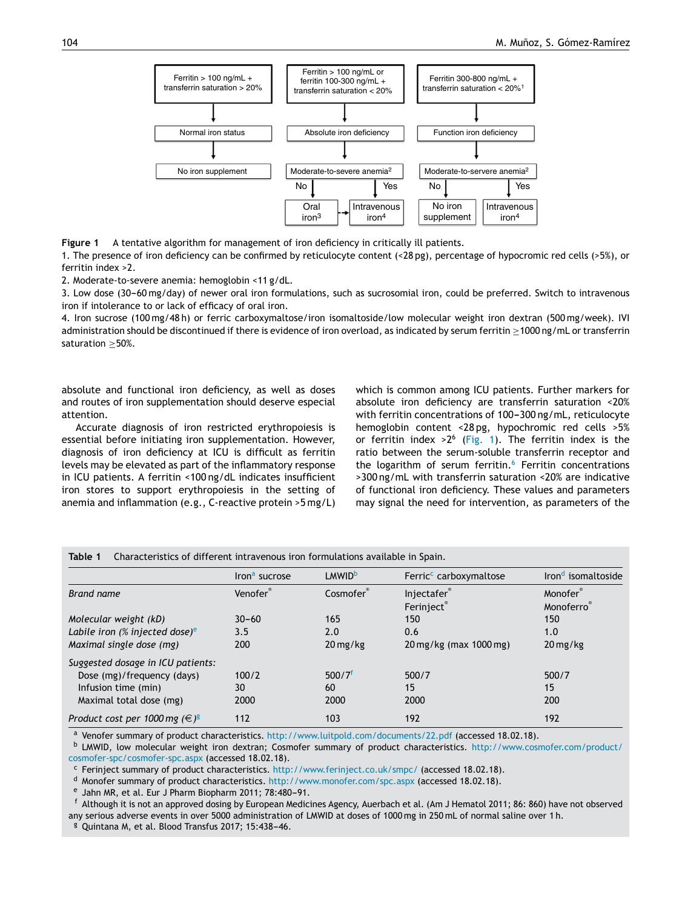| Ferritin > 100 ng/mL + transferrin saturation > 20% | Ferritin > 100 ng/mL or ferritin 100-300 ng/mL + transferrin saturation < 20% | Ferritin 300-800 ng/mL + transferrin saturation < 20%[1] |
|---|---|---|
| Normal iron status | Absolute iron deficiency | Function iron deficiency |
| No iron supplement | Moderate-to-severe anemia[2]: No → Oral iron[3] → Intravenous iron[4]; Yes → Intravenous iron[4] | Moderate-to-servere anemia[2]: No → No iron supplement; Yes → Intravenous iron[4] |

**Figure 1** A tentative algorithm for management of iron deficiency in critically ill patients.
1. The presence of iron deficiency can be confirmed by reticulocyte content (<28 pg), percentage of hypocromic red cells (>5%), or ferritin index >2.
2. Moderate-to-severe anemia: hemoglobin <11 g/dL.
3. Low dose (30–60 mg/day) of newer oral iron formulations, such as sucrosomial iron, could be preferred. Switch to intravenous iron if intolerance to or lack of efficacy of oral iron.
4. Iron sucrose (100 mg/48 h) or ferric carboxymaltose/iron isomaltoside/low molecular weight iron dextran (500 mg/week). IVI administration should be discontinued if there is evidence of iron overload, as indicated by serum ferritin ≥1000 ng/mL or transferrin saturation ≥50%.

absolute and functional iron deficiency, as well as doses and routes of iron supplementation should deserve especial attention.

Accurate diagnosis of iron restricted erythropoiesis is essential before initiating iron supplementation. However, diagnosis of iron deficiency at ICU is difficult as ferritin levels may be elevated as part of the inflammatory response in ICU patients. A ferritin <100 ng/dL indicates insufficient iron stores to support erythropoiesis in the setting of anemia and inflammation (e.g., C-reactive protein >5 mg/L) which is common among ICU patients. Further markers for absolute iron deficiency are transferrin saturation <20% with ferritin concentrations of 100–300 ng/mL, reticulocyte hemoglobin content <28 pg, hypochromic red cells >5% or ferritin index >2[6] (Fig. 1). The ferritin index is the ratio between the serum-soluble transferrin receptor and the logarithm of serum ferritin.[6] Ferritin concentrations >300 ng/mL with transferrin saturation <20% are indicative of functional iron deficiency. These values and parameters may signal the need for intervention, as parameters of the

**Table 1** Characteristics of different intravenous iron formulations available in Spain.

| | Iron[a] sucrose | LMWID[b] | Ferric[c] carboxymaltose | Iron[d] isomaltoside |
|---|---|---|---|---|
| *Brand name* | Venofer® | Cosmofer® | Injectafer® Ferinject® | Monofer® Monoferro® |
| *Molecular weight (kD)* | 30–60 | 165 | 150 | 150 |
| *Labile iron (% injected dose)*[e] | 3.5 | 2.0 | 0.6 | 1.0 |
| *Maximal single dose (mg)* | 200 | 20 mg/kg | 20 mg/kg (max 1000 mg) | 20 mg/kg |
| *Suggested dosage in ICU patients:* | | | | |
| Dose (mg)/frequency (days) | 100/2 | 500/7[f] | 500/7 | 500/7 |
| Infusion time (min) | 30 | 60 | 15 | 15 |
| Maximal total dose (mg) | 2000 | 2000 | 2000 | 200 |
| *Product cost per 1000 mg (€)*[g] | 112 | 103 | 192 | 192 |

[a] Venofer summary of product characteristics. http://www.luitpold.com/documents/22.pdf (accessed 18.02.18).
[b] LMWID, low molecular weight iron dextran; Cosmofer summary of product characteristics. http://www.cosmofer.com/product/cosmofer-spc/cosmofer-spc.aspx (accessed 18.02.18).
[c] Ferinject summary of product characteristics. http://www.ferinject.co.uk/smpc/ (accessed 18.02.18).
[d] Monofer summary of product characteristics. http://www.monofer.com/spc.aspx (accessed 18.02.18).
[e] Jahn MR, et al. Eur J Pharm Biopharm 2011; 78:480–91.
[f] Although it is not an approved dosing by European Medicines Agency, Auerbach et al. (Am J Hematol 2011; 86: 860) have not observed any serious adverse events in over 5000 administration of LMWID at doses of 1000 mg in 250 mL of normal saline over 1 h.
[g] Quintana M, et al. Blood Transfus 2017; 15:438–46.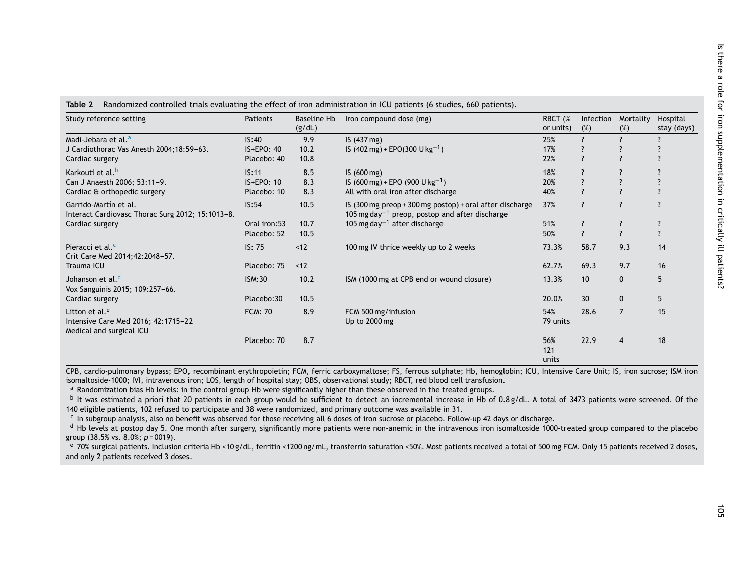**Table 2** Randomized controlled trials evaluating the effect of iron administration in ICU patients (6 studies, 660 patients).

| Study reference setting | Patients | Baseline Hb (g/dL) | Iron compound dose (mg) | RBCT (% or units) | Infection (%) | Mortality (%) | Hospital stay (days) |
|---|---|---|---|---|---|---|---|
| Madi-Jebara et al.[a] | IS:40 | 9.9 | IS (437 mg) | 25% | ? | ? | ? |
| J Cardiothorac Vas Anesth 2004;18:59–63. | IS+EPO: 40 | 10.2 | IS (402 mg) + EPO(300 U $kg^{-1}$) | 17% | ? | ? | ? |
| Cardiac surgery | Placebo: 40 | 10.8 | | 22% | ? | ? | ? |
| Karkouti et al.[b] | IS:11 | 8.5 | IS (600 mg) | 18% | ? | ? | ? |
| Can J Anaesth 2006; 53:11–9. | IS+EPO: 10 | 8.3 | IS (600 mg) + EPO (900 U $kg^{-1}$) | 20% | ? | ? | ? |
| Cardiac & orthopedic surgery | Placebo: 10 | 8.3 | All with oral iron after discharge | 40% | ? | ? | ? |
| Garrido-Martín et al. | IS:54 | 10.5 | IS (300 mg preop + 300 mg postop) + oral after discharge 105 mg $day^{-1}$ preop, postop and after discharge | 37% | ? | ? | ? |
| Interact Cardiovasc Thorac Surg 2012; 15:1013–8. | | | | | | | |
| Cardiac surgery | Oral iron:53 | 10.7 | 105 mg $day^{-1}$ after discharge | 51% | ? | ? | ? |
| | Placebo: 52 | 10.5 | | 50% | ? | ? | ? |
| Pieracci et al.[c] | IS: 75 | <12 | 100 mg IV thrice weekly up to 2 weeks | 73.3% | 58.7 | 9.3 | 14 |
| Crit Care Med 2014;42:2048–57. | | | | | | | |
| Trauma ICU | Placebo: 75 | <12 | | 62.7% | 69.3 | 9.7 | 16 |
| Johanson et al.[d] | ISM:30 | 10.2 | ISM (1000 mg at CPB end or wound closure) | 13.3% | 10 | 0 | 5 |
| Vox Sanguinis 2015; 109:257–66. | | | | | | | |
| Cardiac surgery | Placebo:30 | 10.5 | | 20.0% | 30 | 0 | 5 |
| Litton et al.[e] | FCM: 70 | 8.9 | FCM 500 mg/infusion Up to 2000 mg | 54% 79 units | 28.6 | 7 | 15 |
| Intensive Care Med 2016; 42:1715–22 | | | | | | | |
| Medical and surgical ICU | | | | | | | |
| | Placebo: 70 | 8.7 | | 56% 121 units | 22.9 | 4 | 18 |

CPB, cardio-pulmonary bypass; EPO, recombinant erythropoietin; FCM, ferric carboxymaltose; FS, ferrous sulphate; Hb, hemoglobin; ICU, Intensive Care Unit; IS, iron sucrose; ISM iron isomaltoside-1000; IVI, intravenous iron; LOS, length of hospital stay; OBS, observational study; RBCT, red blood cell transfusion.

[a] Randomization bias Hb levels: in the control group Hb were significantly higher than these observed in the treated groups.

[b] It was estimated a priori that 20 patients in each group would be sufficient to detect an incremental increase in Hb of 0.8 g/dL. A total of 3473 patients were screened. Of the 140 eligible patients, 102 refused to participate and 38 were randomized, and primary outcome was available in 31.

[c] In subgroup analysis, also no benefit was observed for those receiving all 6 doses of iron sucrose or placebo. Follow-up 42 days or discharge.

[d] Hb levels at postop day 5. One month after surgery, significantly more patients were non-anemic in the intravenous iron isomaltoside 1000-treated group compared to the placebo group (38.5% vs. 8.0%; $p = 0019$).

[e] 70% surgical patients. Inclusion criteria Hb <10 g/dL, ferritin <1200 ng/mL, transferrin saturation <50%. Most patients received a total of 500 mg FCM. Only 15 patients received 2 doses, and only 2 patients received 3 doses.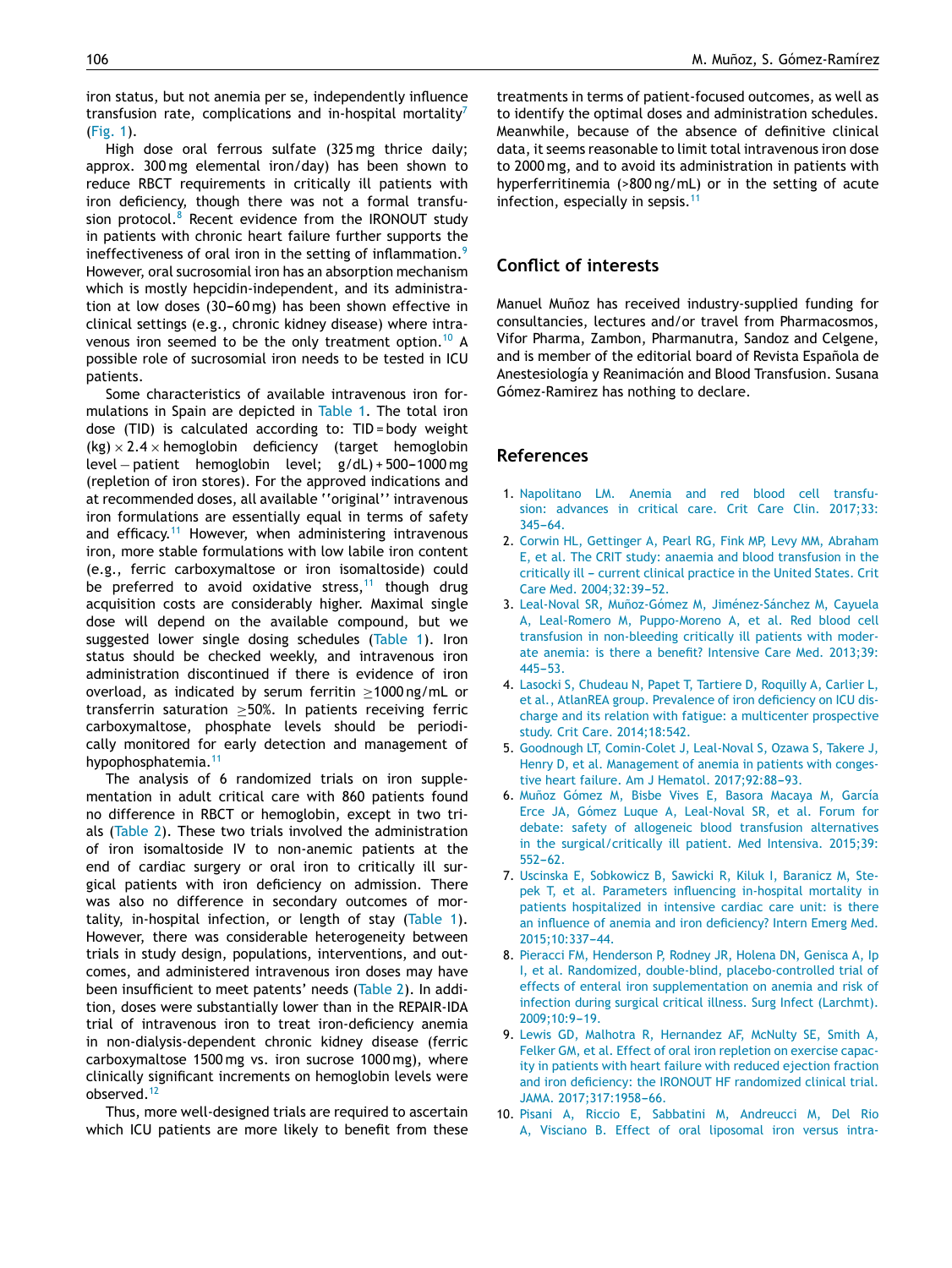iron status, but not anemia per se, independently influence transfusion rate, complications and in-hospital mortality[7] (Fig. 1).

High dose oral ferrous sulfate (325 mg thrice daily; approx. 300 mg elemental iron/day) has been shown to reduce RBCT requirements in critically ill patients with iron deficiency, though there was not a formal transfusion protocol.[8] Recent evidence from the IRONOUT study in patients with chronic heart failure further supports the ineffectiveness of oral iron in the setting of inflammation.[9] However, oral sucrosomial iron has an absorption mechanism which is mostly hepcidin-independent, and its administration at low doses (30–60 mg) has been shown effective in clinical settings (e.g., chronic kidney disease) where intravenous iron seemed to be the only treatment option.[10] A possible role of sucrosomial iron needs to be tested in ICU patients.

Some characteristics of available intravenous iron formulations in Spain are depicted in Table 1. The total iron dose (TID) is calculated according to: TID = body weight (kg) × 2.4 × hemoglobin deficiency (target hemoglobin level − patient hemoglobin level; g/dL) + 500–1000 mg (repletion of iron stores). For the approved indications and at recommended doses, all available ''original'' intravenous iron formulations are essentially equal in terms of safety and efficacy.[11] However, when administering intravenous iron, more stable formulations with low labile iron content (e.g., ferric carboxymaltose or iron isomaltoside) could be preferred to avoid oxidative stress,[11] though drug acquisition costs are considerably higher. Maximal single dose will depend on the available compound, but we suggested lower single dosing schedules (Table 1). Iron status should be checked weekly, and intravenous iron administration discontinued if there is evidence of iron overload, as indicated by serum ferritin ≥1000 ng/mL or transferrin saturation ≥50%. In patients receiving ferric carboxymaltose, phosphate levels should be periodically monitored for early detection and management of hypophosphatemia.[11]

The analysis of 6 randomized trials on iron supplementation in adult critical care with 860 patients found no difference in RBCT or hemoglobin, except in two trials (Table 2). These two trials involved the administration of iron isomaltoside IV to non-anemic patients at the end of cardiac surgery or oral iron to critically ill surgical patients with iron deficiency on admission. There was also no difference in secondary outcomes of mortality, in-hospital infection, or length of stay (Table 1). However, there was considerable heterogeneity between trials in study design, populations, interventions, and outcomes, and administered intravenous iron doses may have been insufficient to meet patents' needs (Table 2). In addition, doses were substantially lower than in the REPAIR-IDA trial of intravenous iron to treat iron-deficiency anemia in non-dialysis-dependent chronic kidney disease (ferric carboxymaltose 1500 mg vs. iron sucrose 1000 mg), where clinically significant increments on hemoglobin levels were observed.[12]

Thus, more well-designed trials are required to ascertain which ICU patients are more likely to benefit from these treatments in terms of patient-focused outcomes, as well as to identify the optimal doses and administration schedules. Meanwhile, because of the absence of definitive clinical data, it seems reasonable to limit total intravenous iron dose to 2000 mg, and to avoid its administration in patients with hyperferritinemia (>800 ng/mL) or in the setting of acute infection, especially in sepsis.[11]

## Conflict of interests

Manuel Muñoz has received industry-supplied funding for consultancies, lectures and/or travel from Pharmacosmos, Vifor Pharma, Zambon, Pharmanutra, Sandoz and Celgene, and is member of the editorial board of Revista Española de Anestesiología y Reanimación and Blood Transfusion. Susana Gómez-Ramirez has nothing to declare.

## References

1. Napolitano LM. Anemia and red blood cell transfusion: advances in critical care. Crit Care Clin. 2017;33: 345–64.
2. Corwin HL, Gettinger A, Pearl RG, Fink MP, Levy MM, Abraham E, et al. The CRIT study: anaemia and blood transfusion in the critically ill – current clinical practice in the United States. Crit Care Med. 2004;32:39–52.
3. Leal-Noval SR, Muñoz-Gómez M, Jiménez-Sánchez M, Cayuela A, Leal-Romero M, Puppo-Moreno A, et al. Red blood cell transfusion in non-bleeding critically ill patients with moderate anemia: is there a benefit? Intensive Care Med. 2013;39: 445–53.
4. Lasocki S, Chudeau N, Papet T, Tartiere D, Roquilly A, Carlier L, et al., AtlanREA group. Prevalence of iron deficiency on ICU discharge and its relation with fatigue: a multicenter prospective study. Crit Care. 2014;18:542.
5. Goodnough LT, Comin-Colet J, Leal-Noval S, Ozawa S, Takere J, Henry D, et al. Management of anemia in patients with congestive heart failure. Am J Hematol. 2017;92:88–93.
6. Muñoz Gómez M, Bisbe Vives E, Basora Macaya M, García Erce JA, Gómez Luque A, Leal-Noval SR, et al. Forum for debate: safety of allogeneic blood transfusion alternatives in the surgical/critically ill patient. Med Intensiva. 2015;39: 552–62.
7. Uscinska E, Sobkowicz B, Sawicki R, Kiluk I, Baranicz M, Stepek T, et al. Parameters influencing in-hospital mortality in patients hospitalized in intensive cardiac care unit: is there an influence of anemia and iron deficiency? Intern Emerg Med. 2015;10:337–44.
8. Pieracci FM, Henderson P, Rodney JR, Holena DN, Genisca A, Ip I, et al. Randomized, double-blind, placebo-controlled trial of effects of enteral iron supplementation on anemia and risk of infection during surgical critical illness. Surg Infect (Larchmt). 2009;10:9–19.
9. Lewis GD, Malhotra R, Hernandez AF, McNulty SE, Smith A, Felker GM, et al. Effect of oral iron repletion on exercise capacity in patients with heart failure with reduced ejection fraction and iron deficiency: the IRONOUT HF randomized clinical trial. JAMA. 2017;317:1958–66.
10. Pisani A, Riccio E, Sabbatini M, Andreucci M, Del Rio A, Visciano B. Effect of oral liposomal iron versus intra-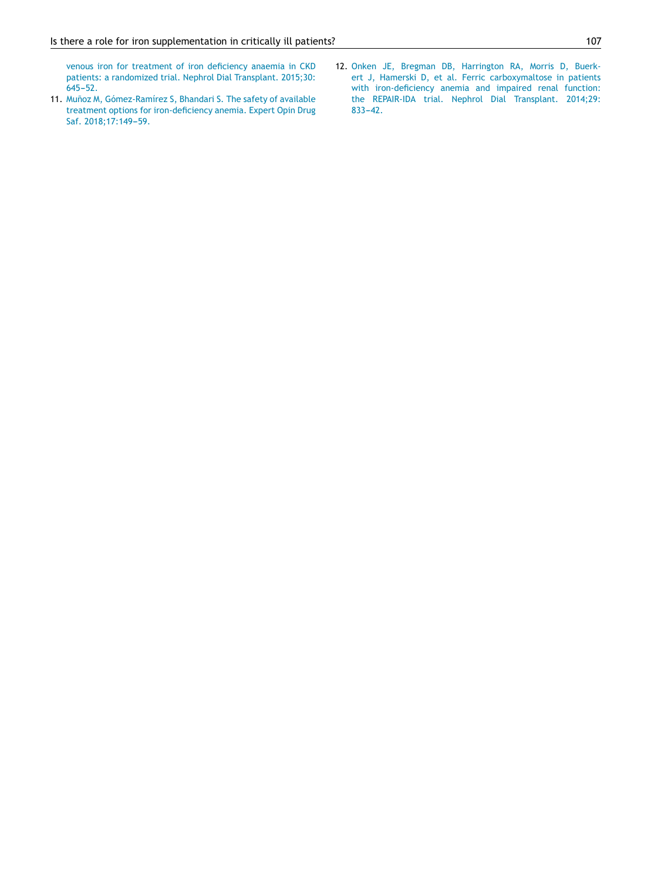venous iron for treatment of iron deficiency anaemia in CKD patients: a randomized trial. Nephrol Dial Transplant. 2015;30: 645–52.

11. Muñoz M, Gómez-Ramírez S, Bhandari S. The safety of available treatment options for iron-deficiency anemia. Expert Opin Drug Saf. 2018;17:149–59.

12. Onken JE, Bregman DB, Harrington RA, Morris D, Buerkert J, Hamerski D, et al. Ferric carboxymaltose in patients with iron-deficiency anemia and impaired renal function: the REPAIR-IDA trial. Nephrol Dial Transplant. 2014;29: 833–42.